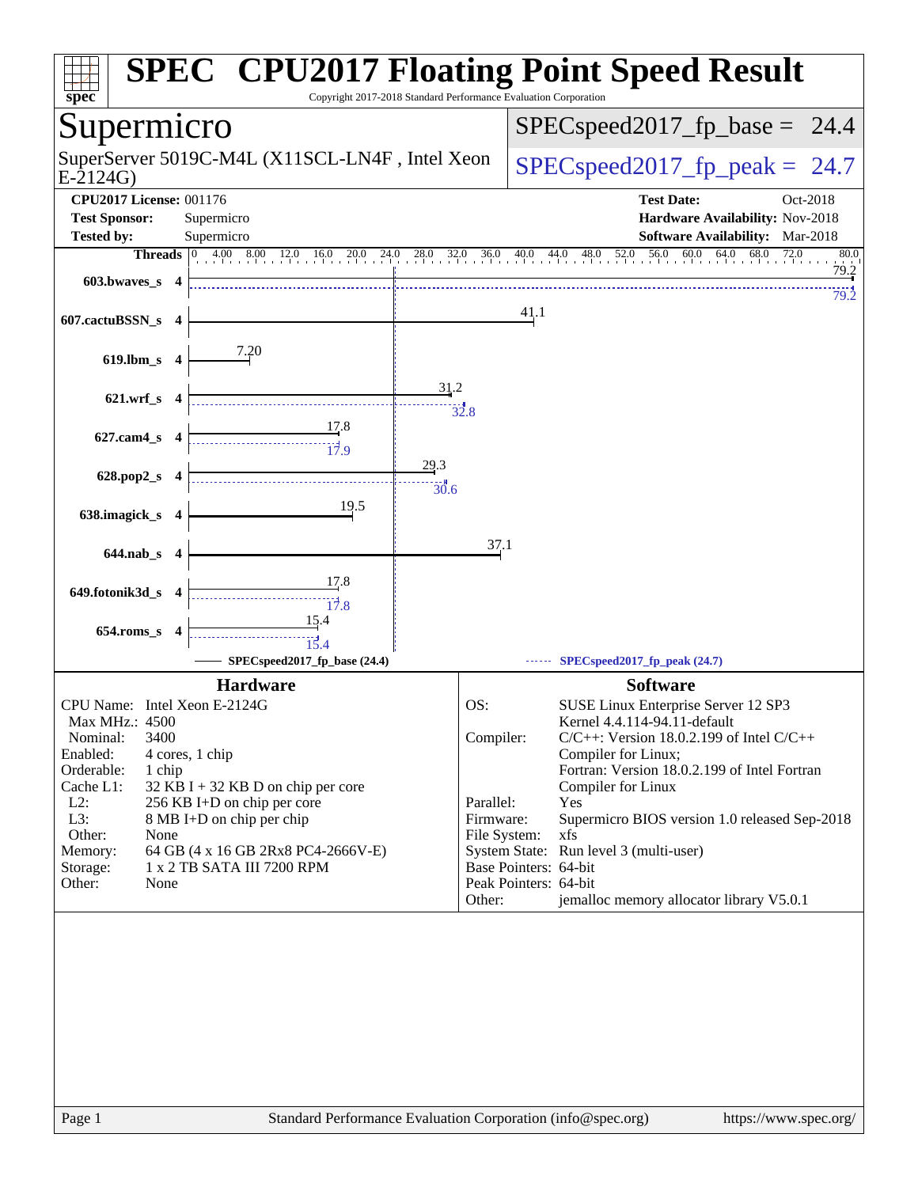# SPEC CPU2017 Floating Point Speed Result

Copyright 2017-2018 Standard Performance Evaluation Corporation

## Supermicro

SuperServer 5019C-M4L (X11SCL-LN4F , Intel Xeon E-2124G)

SPECspeed2017_fp_base = 24.4

SPECspeed2017_fp_peak = 24.7

| | | | |
|---|---|---|---|
| **CPU2017 License:** | 001176 | **Test Date:** | Oct-2018 |
| **Test Sponsor:** | Supermicro | **Hardware Availability:** | Nov-2018 |
| **Tested by:** | Supermicro | **Software Availability:** | Mar-2018 |

| Benchmark | Threads | Base | Peak |
|---|---|---|---|
| 603.bwaves_s | 4 | 79.2 | 79.2 |
| 607.cactuBSSN_s | 4 | 41.1 | |
| 619.lbm_s | 4 | 7.20 | |
| 621.wrf_s | 4 | 31.2 | 32.8 |
| 627.cam4_s | 4 | 17.8 | 17.9 |
| 628.pop2_s | 4 | 29.3 | 30.6 |
| 638.imagick_s | 4 | 19.5 | |
| 644.nab_s | 4 | 37.1 | |
| 649.fotonik3d_s | 4 | 17.8 | 17.8 |
| 654.roms_s | 4 | 15.4 | 15.4 |

SPECspeed2017_fp_base (24.4) — SPECspeed2017_fp_peak (24.7)

### Hardware

| | |
|---|---|
| CPU Name: | Intel Xeon E-2124G |
| Max MHz.: | 4500 |
| Nominal: | 3400 |
| Enabled: | 4 cores, 1 chip |
| Orderable: | 1 chip |
| Cache L1: | 32 KB I + 32 KB D on chip per core |
| L2: | 256 KB I+D on chip per core |
| L3: | 8 MB I+D on chip per chip |
| Other: | None |
| Memory: | 64 GB (4 x 16 GB 2Rx8 PC4-2666V-E) |
| Storage: | 1 x 2 TB SATA III 7200 RPM |
| Other: | None |

### Software

| | |
|---|---|
| OS: | SUSE Linux Enterprise Server 12 SP3 Kernel 4.4.114-94.11-default |
| Compiler: | C/C++: Version 18.0.2.199 of Intel C/C++ Compiler for Linux; Fortran: Version 18.0.2.199 of Intel Fortran Compiler for Linux |
| Parallel: | Yes |
| Firmware: | Supermicro BIOS version 1.0 released Sep-2018 |
| File System: | xfs |
| System State: | Run level 3 (multi-user) |
| Base Pointers: | 64-bit |
| Peak Pointers: | 64-bit |
| Other: | jemalloc memory allocator library V5.0.1 |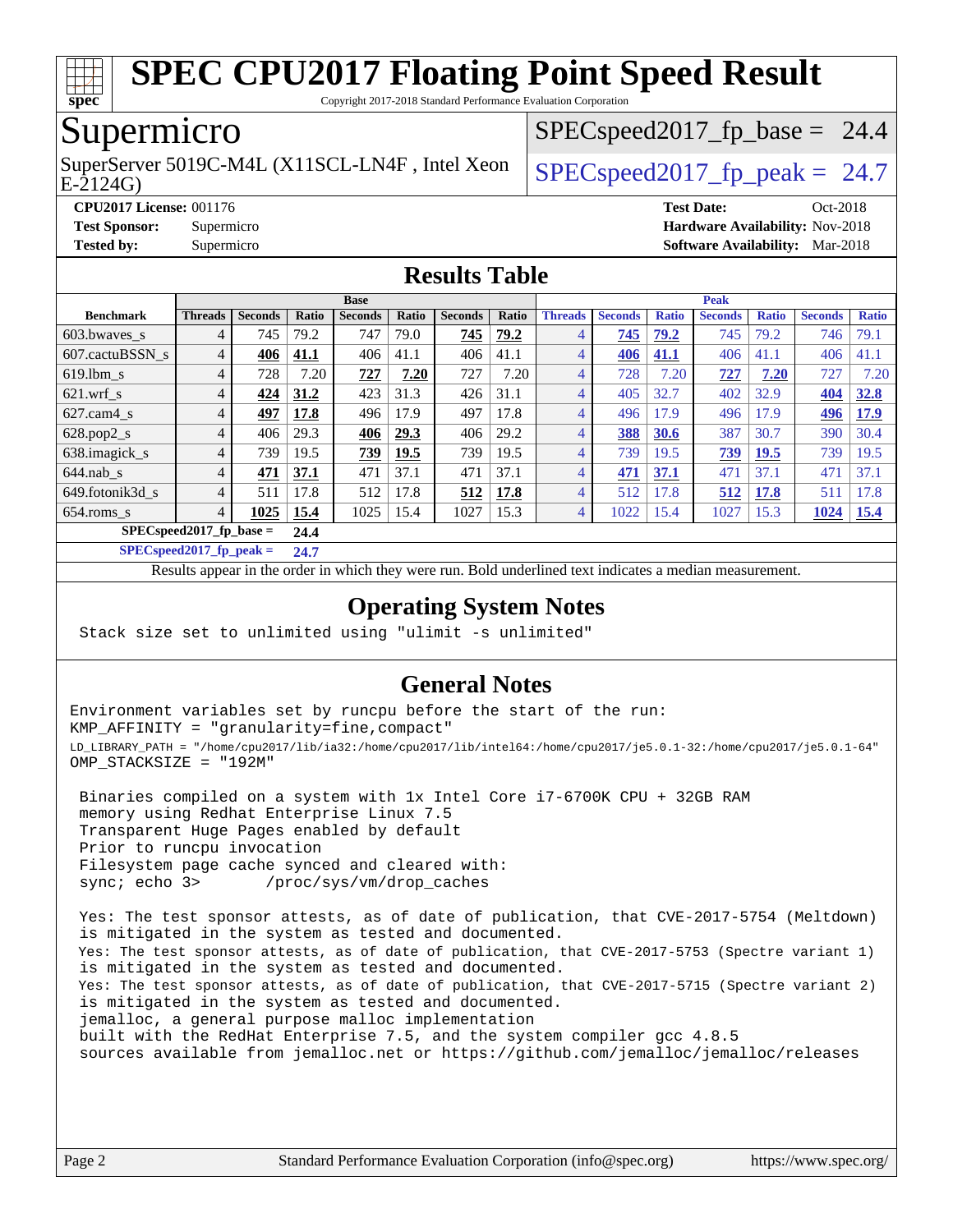# SPEC CPU2017 Floating Point Speed Result

Copyright 2017-2018 Standard Performance Evaluation Corporation

## Supermicro

SuperServer 5019C-M4L (X11SCL-LN4F , Intel Xeon E-2124G)

SPECspeed2017_fp_base = 24.4

SPECspeed2017_fp_peak = 24.7

**CPU2017 License:** 001176
**Test Sponsor:** Supermicro
**Tested by:** Supermicro

**Test Date:** Oct-2018
**Hardware Availability:** Nov-2018
**Software Availability:** Mar-2018

## Results Table

| | Base | | | | | | | Peak | | | | | | |
|---|---|---|---|---|---|---|---|---|---|---|---|---|---|---|
| **Benchmark** | **Threads** | **Seconds** | **Ratio** | **Seconds** | **Ratio** | **Seconds** | **Ratio** | **Threads** | **Seconds** | **Ratio** | **Seconds** | **Ratio** | **Seconds** | **Ratio** |
| 603.bwaves_s | 4 | 745 | 79.2 | 747 | 79.0 | **745** | **79.2** | 4 | **745** | **79.2** | 745 | 79.2 | 746 | 79.1 |
| 607.cactuBSSN_s | 4 | **406** | **41.1** | 406 | 41.1 | 406 | 41.1 | 4 | **406** | **41.1** | 406 | 41.1 | 406 | 41.1 |
| 619.lbm_s | 4 | 728 | 7.20 | **727** | **7.20** | 727 | 7.20 | 4 | 728 | 7.20 | **727** | **7.20** | 727 | 7.20 |
| 621.wrf_s | 4 | **424** | **31.2** | 423 | 31.3 | 426 | 31.1 | 4 | 405 | 32.7 | 402 | 32.9 | **404** | **32.8** |
| 627.cam4_s | 4 | **497** | **17.8** | 496 | 17.9 | 497 | 17.8 | 4 | 496 | 17.9 | 496 | 17.9 | **496** | **17.9** |
| 628.pop2_s | 4 | 406 | 29.3 | **406** | **29.3** | 406 | 29.2 | 4 | **388** | **30.6** | 387 | 30.7 | 390 | 30.4 |
| 638.imagick_s | 4 | 739 | 19.5 | **739** | **19.5** | 739 | 19.5 | 4 | 739 | 19.5 | **739** | **19.5** | 739 | 19.5 |
| 644.nab_s | 4 | **471** | **37.1** | 471 | 37.1 | 471 | 37.1 | 4 | **471** | **37.1** | 471 | 37.1 | 471 | 37.1 |
| 649.fotonik3d_s | 4 | 511 | 17.8 | 512 | 17.8 | **512** | **17.8** | 4 | 512 | 17.8 | **512** | **17.8** | 511 | 17.8 |
| 654.roms_s | 4 | **1025** | **15.4** | 1025 | 15.4 | 1027 | 15.3 | 4 | 1022 | 15.4 | 1027 | 15.3 | **1024** | **15.4** |

**SPECspeed2017_fp_base = 24.4**

**SPECspeed2017_fp_peak = 24.7**

Results appear in the order in which they were run. Bold underlined text indicates a median measurement.

## Operating System Notes

```
Stack size set to unlimited using "ulimit -s unlimited"
```

## General Notes

```
Environment variables set by runcpu before the start of the run:
KMP_AFFINITY = "granularity=fine,compact"
LD_LIBRARY_PATH = "/home/cpu2017/lib/ia32:/home/cpu2017/lib/intel64:/home/cpu2017/je5.0.1-32:/home/cpu2017/je5.0.1-64"
OMP_STACKSIZE = "192M"

 Binaries compiled on a system with 1x Intel Core i7-6700K CPU + 32GB RAM
 memory using Redhat Enterprise Linux 7.5
 Transparent Huge Pages enabled by default
 Prior to runcpu invocation
 Filesystem page cache synced and cleared with:
 sync; echo 3>       /proc/sys/vm/drop_caches

 Yes: The test sponsor attests, as of date of publication, that CVE-2017-5754 (Meltdown)
 is mitigated in the system as tested and documented.
 Yes: The test sponsor attests, as of date of publication, that CVE-2017-5753 (Spectre variant 1)
 is mitigated in the system as tested and documented.
 Yes: The test sponsor attests, as of date of publication, that CVE-2017-5715 (Spectre variant 2)
 is mitigated in the system as tested and documented.
 jemalloc, a general purpose malloc implementation
 built with the RedHat Enterprise 7.5, and the system compiler gcc 4.8.5
 sources available from jemalloc.net or https://github.com/jemalloc/jemalloc/releases
```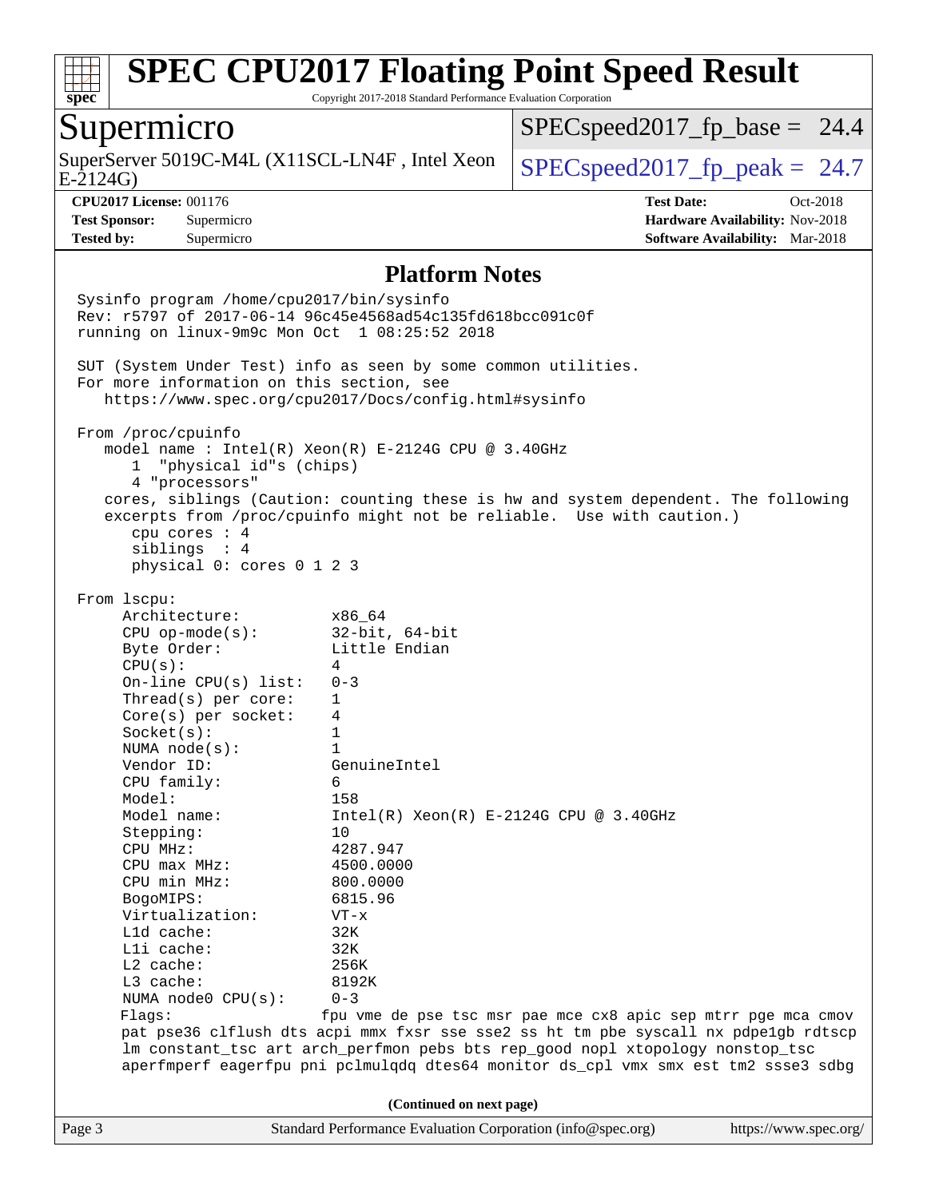## Platform Notes

```
Sysinfo program /home/cpu2017/bin/sysinfo
Rev: r5797 of 2017-06-14 96c45e4568ad54c135fd618bcc091c0f
running on linux-9m9c Mon Oct  1 08:25:52 2018

SUT (System Under Test) info as seen by some common utilities.
For more information on this section, see
   https://www.spec.org/cpu2017/Docs/config.html#sysinfo

From /proc/cpuinfo
   model name : Intel(R) Xeon(R) E-2124G CPU @ 3.40GHz
      1  "physical id"s (chips)
      4 "processors"
   cores, siblings (Caution: counting these is hw and system dependent. The following
   excerpts from /proc/cpuinfo might not be reliable.  Use with caution.)
      cpu cores : 4
      siblings  : 4
      physical 0: cores 0 1 2 3

From lscpu:
     Architecture:          x86_64
     CPU op-mode(s):        32-bit, 64-bit
     Byte Order:            Little Endian
     CPU(s):                4
     On-line CPU(s) list:   0-3
     Thread(s) per core:    1
     Core(s) per socket:    4
     Socket(s):             1
     NUMA node(s):          1
     Vendor ID:             GenuineIntel
     CPU family:            6
     Model:                 158
     Model name:            Intel(R) Xeon(R) E-2124G CPU @ 3.40GHz
     Stepping:              10
     CPU MHz:               4287.947
     CPU max MHz:           4500.0000
     CPU min MHz:           800.0000
     BogoMIPS:              6815.96
     Virtualization:        VT-x
     L1d cache:             32K
     L1i cache:             32K
     L2 cache:              256K
     L3 cache:              8192K
     NUMA node0 CPU(s):     0-3
     Flags:                fpu vme de pse tsc msr pae mce cx8 apic sep mtrr pge mca cmov
     pat pse36 clflush dts acpi mmx fxsr sse sse2 ss ht tm pbe syscall nx pdpe1gb rdtscp
     lm constant_tsc art arch_perfmon pebs bts rep_good nopl xtopology nonstop_tsc
     aperfmperf eagerfpu pni pclmulqdq dtes64 monitor ds_cpl vmx smx est tm2 ssse3 sdbg
```

(Continued on next page)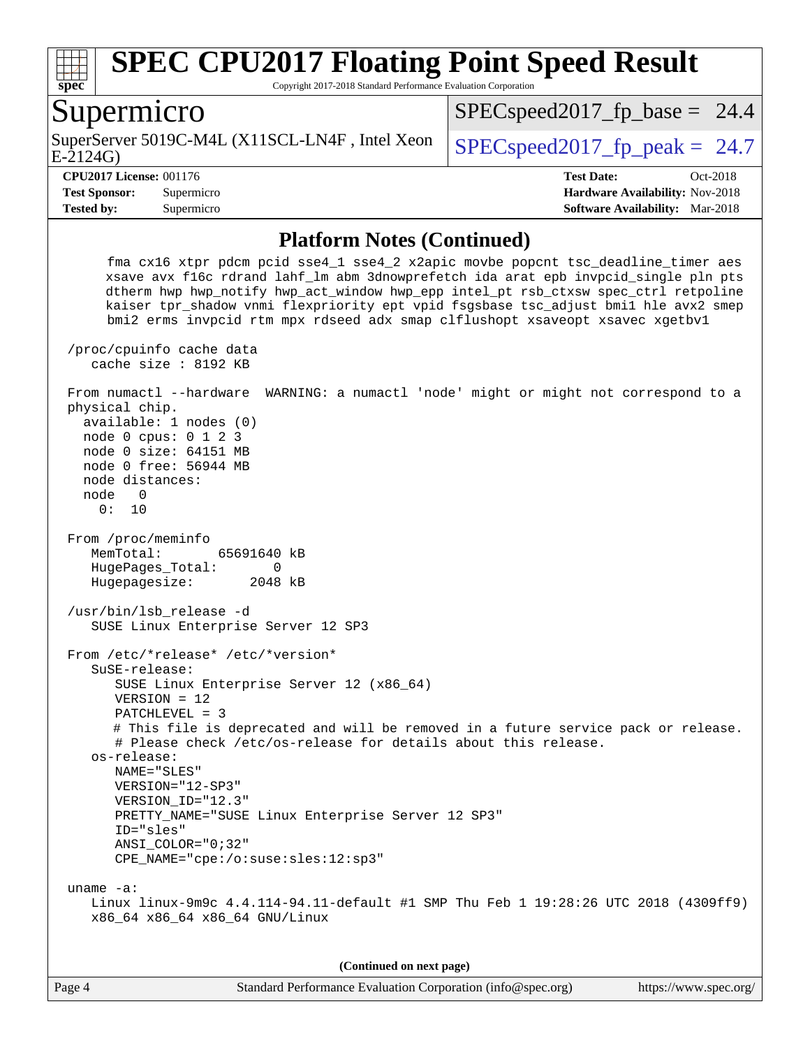## Platform Notes (Continued)

```
     fma cx16 xtpr pdcm pcid sse4_1 sse4_2 x2apic movbe popcnt tsc_deadline_timer aes
     xsave avx f16c rdrand lahf_lm abm 3dnowprefetch ida arat epb invpcid_single pln pts
     dtherm hwp hwp_notify hwp_act_window hwp_epp intel_pt rsb_ctxsw spec_ctrl retpoline
     kaiser tpr_shadow vnmi flexpriority ept vpid fsgsbase tsc_adjust bmi1 hle avx2 smep
     bmi2 erms invpcid rtm mpx rdseed adx smap clflushopt xsaveopt xsavec xgetbv1

 /proc/cpuinfo cache data
    cache size : 8192 KB

 From numactl --hardware  WARNING: a numactl 'node' might or might not correspond to a
 physical chip.
   available: 1 nodes (0)
   node 0 cpus: 0 1 2 3
   node 0 size: 64151 MB
   node 0 free: 56944 MB
   node distances:
   node   0
     0:  10

 From /proc/meminfo
    MemTotal:       65691640 kB
    HugePages_Total:       0
    Hugepagesize:       2048 kB

 /usr/bin/lsb_release -d
    SUSE Linux Enterprise Server 12 SP3

 From /etc/*release* /etc/*version*
    SuSE-release:
       SUSE Linux Enterprise Server 12 (x86_64)
       VERSION = 12
       PATCHLEVEL = 3
       # This file is deprecated and will be removed in a future service pack or release.
       # Please check /etc/os-release for details about this release.
    os-release:
       NAME="SLES"
       VERSION="12-SP3"
       VERSION_ID="12.3"
       PRETTY_NAME="SUSE Linux Enterprise Server 12 SP3"
       ID="sles"
       ANSI_COLOR="0;32"
       CPE_NAME="cpe:/o:suse:sles:12:sp3"

 uname -a:
    Linux linux-9m9c 4.4.114-94.11-default #1 SMP Thu Feb 1 19:28:26 UTC 2018 (4309ff9)
    x86_64 x86_64 x86_64 GNU/Linux
```

(Continued on next page)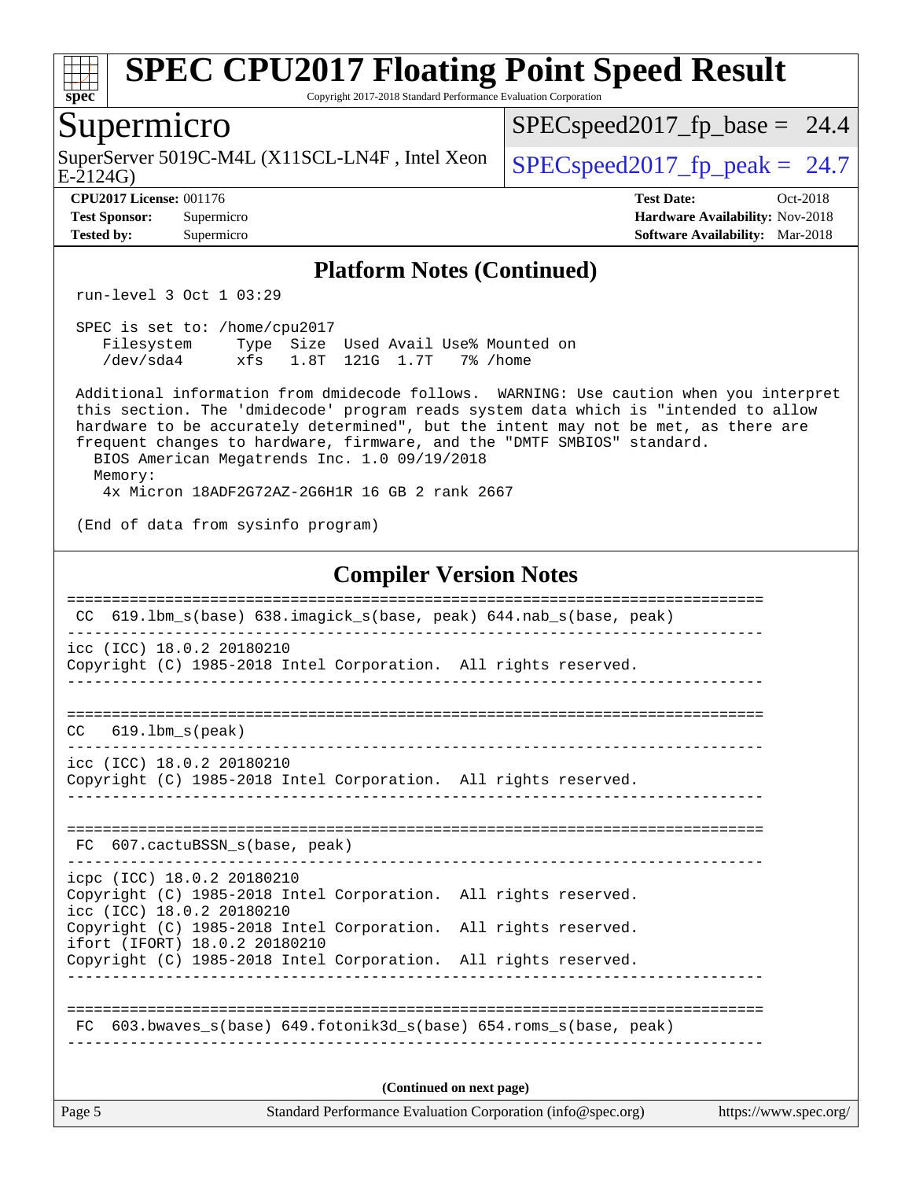# SPEC CPU2017 Floating Point Speed Result

Copyright 2017-2018 Standard Performance Evaluation Corporation

## Supermicro

SuperServer 5019C-M4L (X11SCL-LN4F , Intel Xeon E-2124G)

SPECspeed2017_fp_base = 24.4

SPECspeed2017_fp_peak = 24.7

**CPU2017 License:** 001176
**Test Sponsor:** Supermicro
**Tested by:** Supermicro

**Test Date:** Oct-2018
**Hardware Availability:** Nov-2018
**Software Availability:** Mar-2018

### Platform Notes (Continued)

```
run-level 3 Oct 1 03:29

SPEC is set to: /home/cpu2017
   Filesystem     Type  Size  Used Avail Use% Mounted on
   /dev/sda4      xfs   1.8T  121G  1.7T   7% /home

Additional information from dmidecode follows.  WARNING: Use caution when you interpret
this section. The 'dmidecode' program reads system data which is "intended to allow
hardware to be accurately determined", but the intent may not be met, as there are
frequent changes to hardware, firmware, and the "DMTF SMBIOS" standard.
  BIOS American Megatrends Inc. 1.0 09/19/2018
  Memory:
   4x Micron 18ADF2G72AZ-2G6H1R 16 GB 2 rank 2667

(End of data from sysinfo program)
```

### Compiler Version Notes

```
==============================================================================
 CC  619.lbm_s(base) 638.imagick_s(base, peak) 644.nab_s(base, peak)
------------------------------------------------------------------------------
icc (ICC) 18.0.2 20180210
Copyright (C) 1985-2018 Intel Corporation.  All rights reserved.
------------------------------------------------------------------------------

==============================================================================
CC   619.lbm_s(peak)
------------------------------------------------------------------------------
icc (ICC) 18.0.2 20180210
Copyright (C) 1985-2018 Intel Corporation.  All rights reserved.
------------------------------------------------------------------------------

==============================================================================
 FC  607.cactuBSSN_s(base, peak)
------------------------------------------------------------------------------
icpc (ICC) 18.0.2 20180210
Copyright (C) 1985-2018 Intel Corporation.  All rights reserved.
icc (ICC) 18.0.2 20180210
Copyright (C) 1985-2018 Intel Corporation.  All rights reserved.
ifort (IFORT) 18.0.2 20180210
Copyright (C) 1985-2018 Intel Corporation.  All rights reserved.
------------------------------------------------------------------------------

==============================================================================
 FC  603.bwaves_s(base) 649.fotonik3d_s(base) 654.roms_s(base, peak)
------------------------------------------------------------------------------
```

**(Continued on next page)**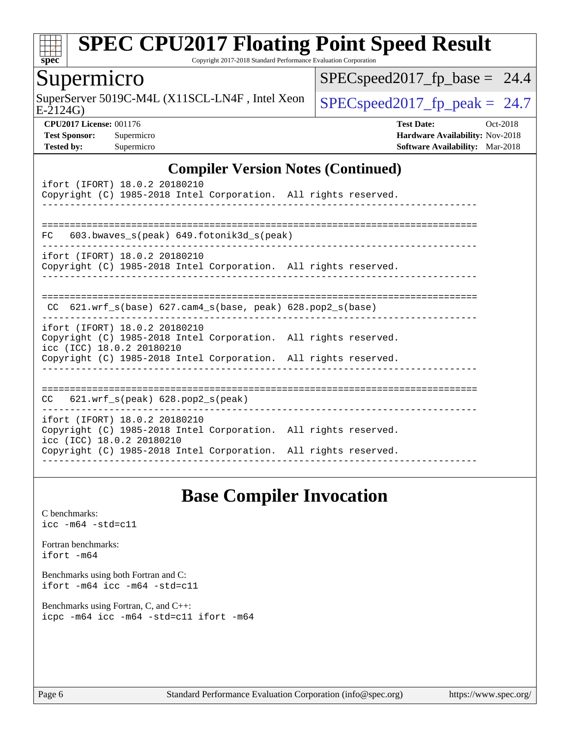## Compiler Version Notes (Continued)

```
ifort (IFORT) 18.0.2 20180210
Copyright (C) 1985-2018 Intel Corporation.  All rights reserved.
------------------------------------------------------------------------------

==============================================================================
FC   603.bwaves_s(peak) 649.fotonik3d_s(peak)
------------------------------------------------------------------------------
ifort (IFORT) 18.0.2 20180210
Copyright (C) 1985-2018 Intel Corporation.  All rights reserved.
------------------------------------------------------------------------------

==============================================================================
 CC  621.wrf_s(base) 627.cam4_s(base, peak) 628.pop2_s(base)
------------------------------------------------------------------------------
ifort (IFORT) 18.0.2 20180210
Copyright (C) 1985-2018 Intel Corporation.  All rights reserved.
icc (ICC) 18.0.2 20180210
Copyright (C) 1985-2018 Intel Corporation.  All rights reserved.
------------------------------------------------------------------------------

==============================================================================
CC   621.wrf_s(peak) 628.pop2_s(peak)
------------------------------------------------------------------------------
ifort (IFORT) 18.0.2 20180210
Copyright (C) 1985-2018 Intel Corporation.  All rights reserved.
icc (ICC) 18.0.2 20180210
Copyright (C) 1985-2018 Intel Corporation.  All rights reserved.
------------------------------------------------------------------------------
```

## Base Compiler Invocation

C benchmarks:
`icc -m64 -std=c11`

Fortran benchmarks:
`ifort -m64`

Benchmarks using both Fortran and C:
`ifort -m64 icc -m64 -std=c11`

Benchmarks using Fortran, C, and C++:
`icpc -m64 icc -m64 -std=c11 ifort -m64`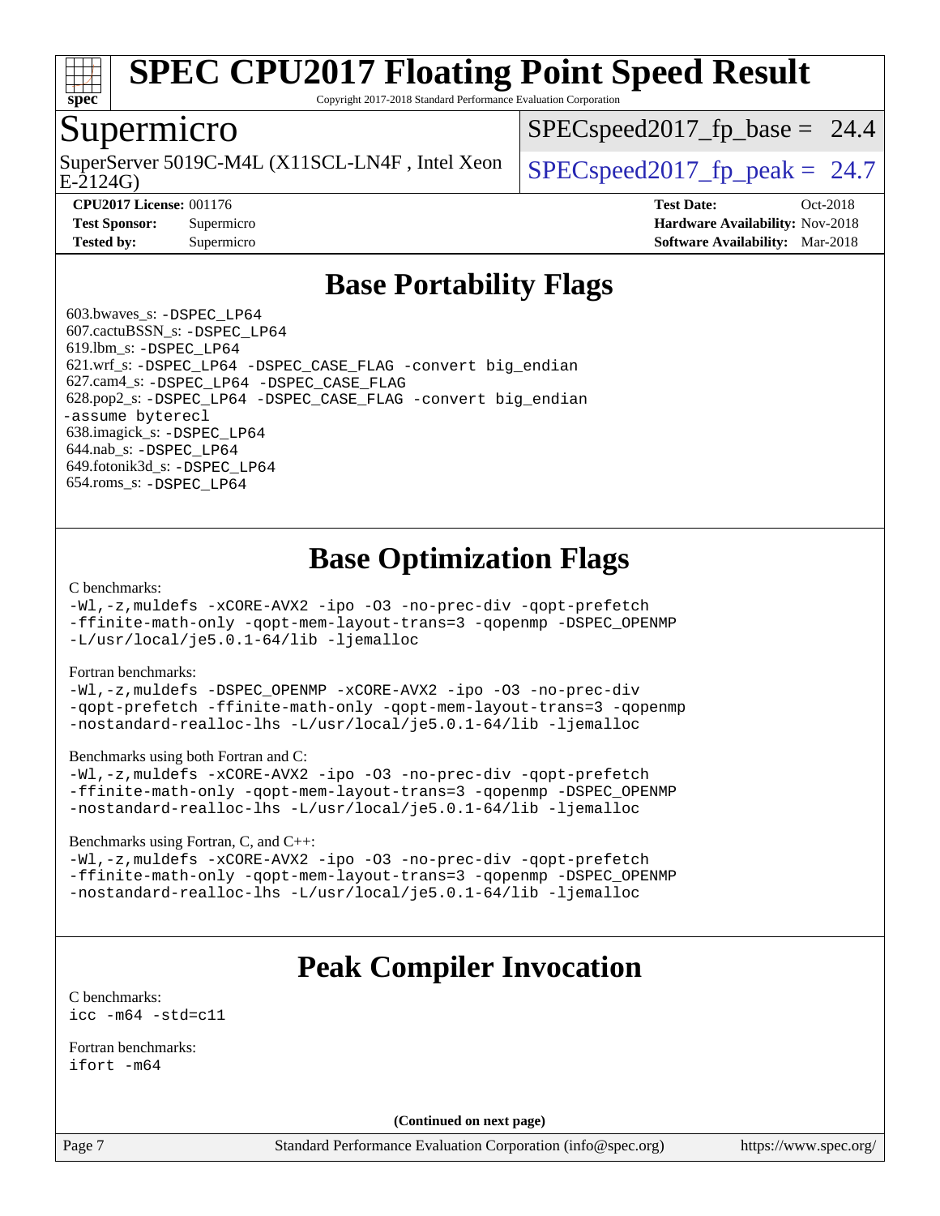# SPEC CPU2017 Floating Point Speed Result

Copyright 2017-2018 Standard Performance Evaluation Corporation

## Supermicro

SuperServer 5019C-M4L (X11SCL-LN4F , Intel Xeon E-2124G)

SPECspeed2017_fp_base = 24.4

SPECspeed2017_fp_peak = 24.7

**CPU2017 License:** 001176
**Test Sponsor:** Supermicro
**Tested by:** Supermicro

**Test Date:** Oct-2018
**Hardware Availability:** Nov-2018
**Software Availability:** Mar-2018

## Base Portability Flags

603.bwaves_s: `-DSPEC_LP64`
607.cactuBSSN_s: `-DSPEC_LP64`
619.lbm_s: `-DSPEC_LP64`
621.wrf_s: `-DSPEC_LP64 -DSPEC_CASE_FLAG -convert big_endian`
627.cam4_s: `-DSPEC_LP64 -DSPEC_CASE_FLAG`
628.pop2_s: `-DSPEC_LP64 -DSPEC_CASE_FLAG -convert big_endian -assume byterecl`
638.imagick_s: `-DSPEC_LP64`
644.nab_s: `-DSPEC_LP64`
649.fotonik3d_s: `-DSPEC_LP64`
654.roms_s: `-DSPEC_LP64`

## Base Optimization Flags

C benchmarks:

```
-Wl,-z,muldefs -xCORE-AVX2 -ipo -O3 -no-prec-div -qopt-prefetch
-ffinite-math-only -qopt-mem-layout-trans=3 -qopenmp -DSPEC_OPENMP
-L/usr/local/je5.0.1-64/lib -ljemalloc
```

Fortran benchmarks:

```
-Wl,-z,muldefs -DSPEC_OPENMP -xCORE-AVX2 -ipo -O3 -no-prec-div
-qopt-prefetch -ffinite-math-only -qopt-mem-layout-trans=3 -qopenmp
-nostandard-realloc-lhs -L/usr/local/je5.0.1-64/lib -ljemalloc
```

Benchmarks using both Fortran and C:

```
-Wl,-z,muldefs -xCORE-AVX2 -ipo -O3 -no-prec-div -qopt-prefetch
-ffinite-math-only -qopt-mem-layout-trans=3 -qopenmp -DSPEC_OPENMP
-nostandard-realloc-lhs -L/usr/local/je5.0.1-64/lib -ljemalloc
```

Benchmarks using Fortran, C, and C++:

```
-Wl,-z,muldefs -xCORE-AVX2 -ipo -O3 -no-prec-div -qopt-prefetch
-ffinite-math-only -qopt-mem-layout-trans=3 -qopenmp -DSPEC_OPENMP
-nostandard-realloc-lhs -L/usr/local/je5.0.1-64/lib -ljemalloc
```

## Peak Compiler Invocation

C benchmarks:

```
icc -m64 -std=c11
```

Fortran benchmarks:

```
ifort -m64
```

**(Continued on next page)**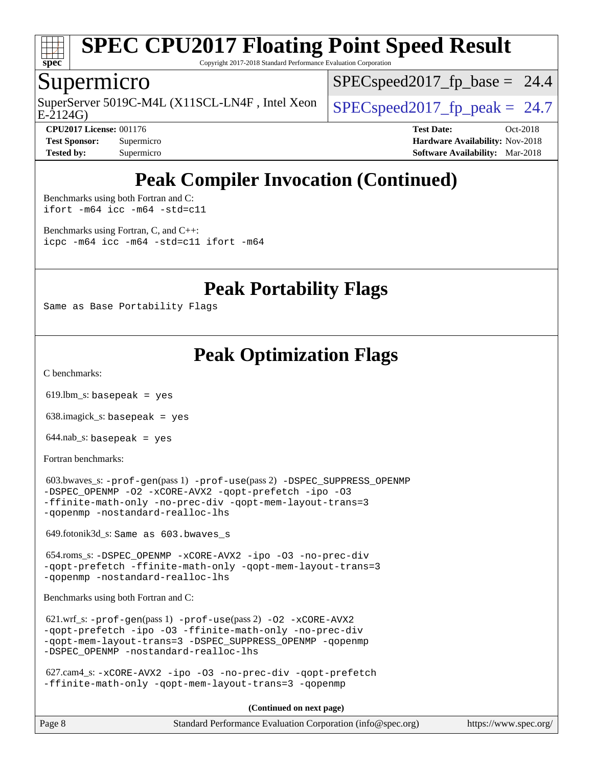# Peak Compiler Invocation (Continued)

Benchmarks using both Fortran and C:
```
ifort -m64 icc -m64 -std=c11
```

Benchmarks using Fortran, C, and C++:
```
icpc -m64 icc -m64 -std=c11 ifort -m64
```

# Peak Portability Flags

Same as Base Portability Flags

# Peak Optimization Flags

C benchmarks:

619.lbm_s: `basepeak = yes`

638.imagick_s: `basepeak = yes`

644.nab_s: `basepeak = yes`

Fortran benchmarks:

603.bwaves_s: `-prof-gen`(pass 1) `-prof-use`(pass 2) `-DSPEC_SUPPRESS_OPENMP -DSPEC_OPENMP -O2 -xCORE-AVX2 -qopt-prefetch -ipo -O3 -ffinite-math-only -no-prec-div -qopt-mem-layout-trans=3 -qopenmp -nostandard-realloc-lhs`

649.fotonik3d_s: `Same as 603.bwaves_s`

654.roms_s: `-DSPEC_OPENMP -xCORE-AVX2 -ipo -O3 -no-prec-div -qopt-prefetch -ffinite-math-only -qopt-mem-layout-trans=3 -qopenmp -nostandard-realloc-lhs`

Benchmarks using both Fortran and C:

621.wrf_s: `-prof-gen`(pass 1) `-prof-use`(pass 2) `-O2 -xCORE-AVX2 -qopt-prefetch -ipo -O3 -ffinite-math-only -no-prec-div -qopt-mem-layout-trans=3 -DSPEC_SUPPRESS_OPENMP -qopenmp -DSPEC_OPENMP -nostandard-realloc-lhs`

627.cam4_s: `-xCORE-AVX2 -ipo -O3 -no-prec-div -qopt-prefetch -ffinite-math-only -qopt-mem-layout-trans=3 -qopenmp`

**(Continued on next page)**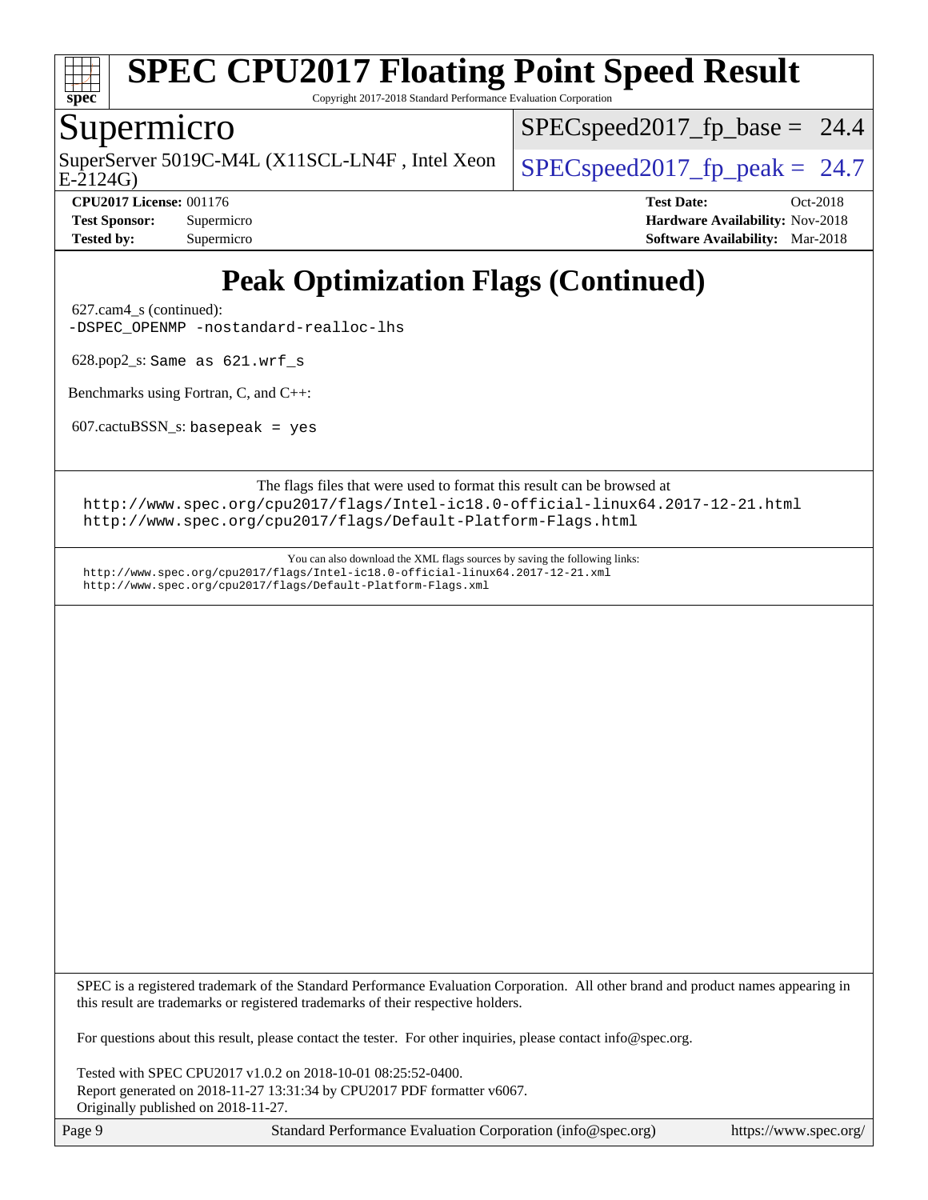# Peak Optimization Flags (Continued)

627.cam4_s (continued):
-DSPEC_OPENMP -nostandard-realloc-lhs

628.pop2_s: Same as 621.wrf_s

Benchmarks using Fortran, C, and C++:

607.cactuBSSN_s: basepeak = yes

The flags files that were used to format this result can be browsed at
http://www.spec.org/cpu2017/flags/Intel-ic18.0-official-linux64.2017-12-21.html
http://www.spec.org/cpu2017/flags/Default-Platform-Flags.html

You can also download the XML flags sources by saving the following links:
http://www.spec.org/cpu2017/flags/Intel-ic18.0-official-linux64.2017-12-21.xml
http://www.spec.org/cpu2017/flags/Default-Platform-Flags.xml

SPEC is a registered trademark of the Standard Performance Evaluation Corporation. All other brand and product names appearing in this result are trademarks or registered trademarks of their respective holders.

For questions about this result, please contact the tester. For other inquiries, please contact info@spec.org.

Tested with SPEC CPU2017 v1.0.2 on 2018-10-01 08:25:52-0400.
Report generated on 2018-11-27 13:31:34 by CPU2017 PDF formatter v6067.
Originally published on 2018-11-27.